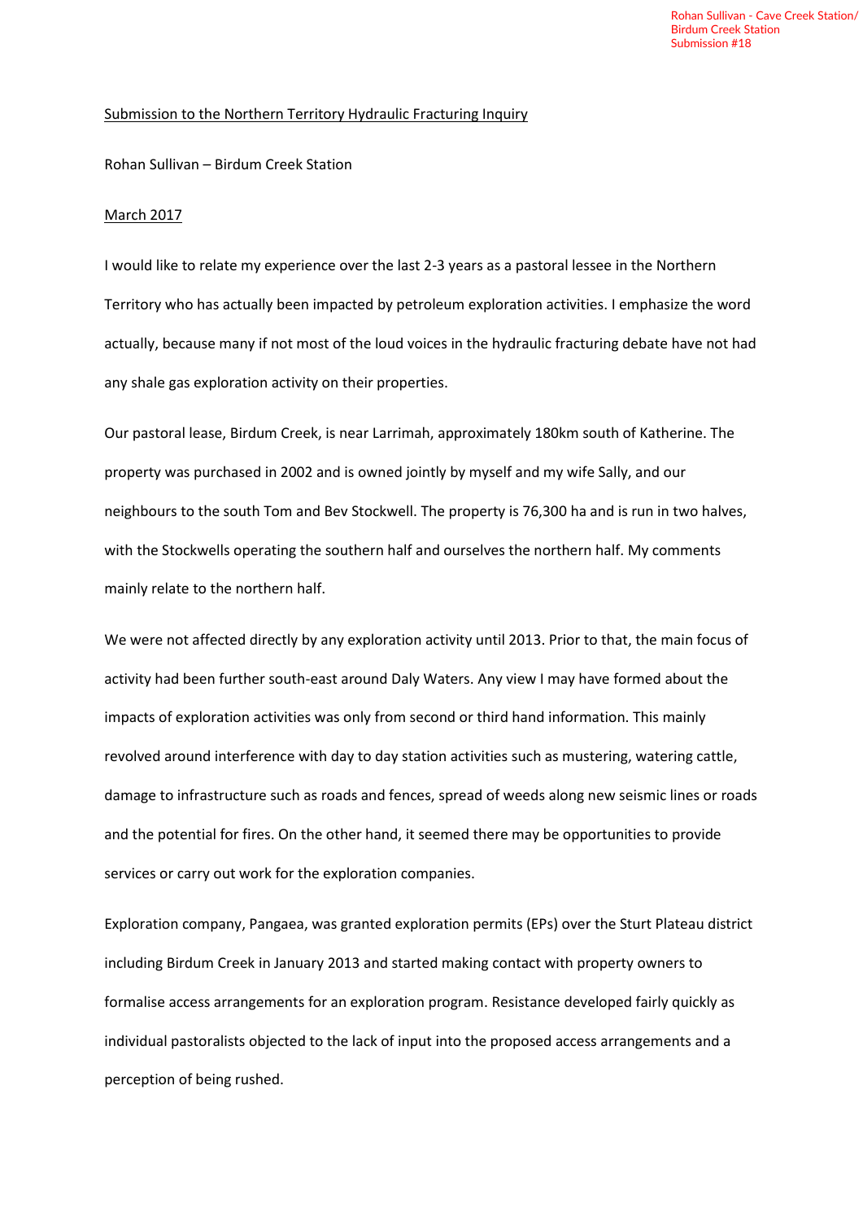Rohan Sullivan - Cave Creek Station/
Birdum Creek Station
Submission #18

Submission to the Northern Territory Hydraulic Fracturing Inquiry

Rohan Sullivan – Birdum Creek Station

March 2017

I would like to relate my experience over the last 2-3 years as a pastoral lessee in the Northern Territory who has actually been impacted by petroleum exploration activities. I emphasize the word actually, because many if not most of the loud voices in the hydraulic fracturing debate have not had any shale gas exploration activity on their properties.

Our pastoral lease, Birdum Creek, is near Larrimah, approximately 180km south of Katherine. The property was purchased in 2002 and is owned jointly by myself and my wife Sally, and our neighbours to the south Tom and Bev Stockwell. The property is 76,300 ha and is run in two halves, with the Stockwells operating the southern half and ourselves the northern half. My comments mainly relate to the northern half.

We were not affected directly by any exploration activity until 2013. Prior to that, the main focus of activity had been further south-east around Daly Waters. Any view I may have formed about the impacts of exploration activities was only from second or third hand information. This mainly revolved around interference with day to day station activities such as mustering, watering cattle, damage to infrastructure such as roads and fences, spread of weeds along new seismic lines or roads and the potential for fires. On the other hand, it seemed there may be opportunities to provide services or carry out work for the exploration companies.

Exploration company, Pangaea, was granted exploration permits (EPs) over the Sturt Plateau district including Birdum Creek in January 2013 and started making contact with property owners to formalise access arrangements for an exploration program. Resistance developed fairly quickly as individual pastoralists objected to the lack of input into the proposed access arrangements and a perception of being rushed.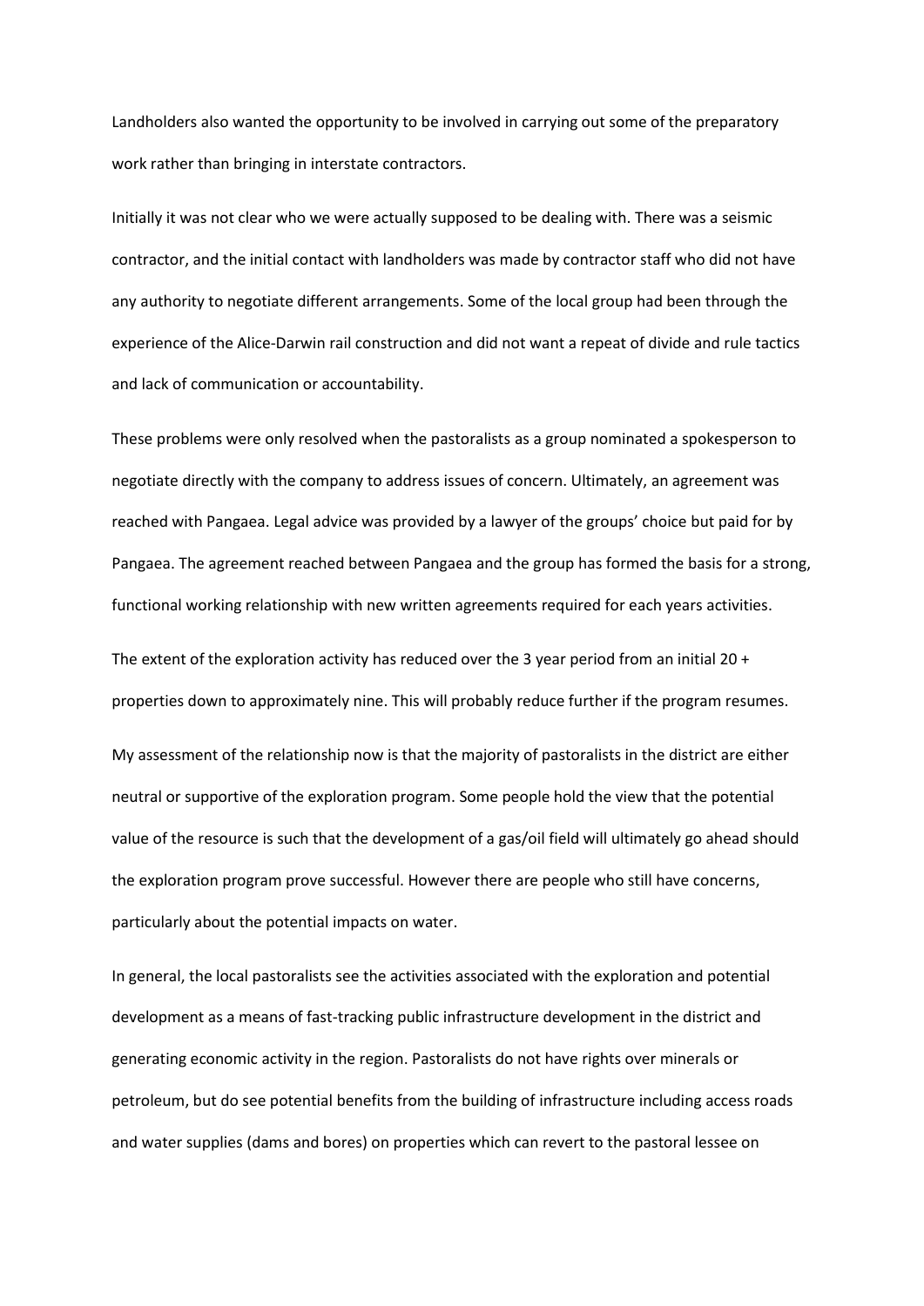Landholders also wanted the opportunity to be involved in carrying out some of the preparatory work rather than bringing in interstate contractors.

Initially it was not clear who we were actually supposed to be dealing with. There was a seismic contractor, and the initial contact with landholders was made by contractor staff who did not have any authority to negotiate different arrangements. Some of the local group had been through the experience of the Alice-Darwin rail construction and did not want a repeat of divide and rule tactics and lack of communication or accountability.

These problems were only resolved when the pastoralists as a group nominated a spokesperson to negotiate directly with the company to address issues of concern. Ultimately, an agreement was reached with Pangaea. Legal advice was provided by a lawyer of the groups' choice but paid for by Pangaea. The agreement reached between Pangaea and the group has formed the basis for a strong, functional working relationship with new written agreements required for each years activities.

The extent of the exploration activity has reduced over the 3 year period from an initial 20 + properties down to approximately nine. This will probably reduce further if the program resumes.

My assessment of the relationship now is that the majority of pastoralists in the district are either neutral or supportive of the exploration program. Some people hold the view that the potential value of the resource is such that the development of a gas/oil field will ultimately go ahead should the exploration program prove successful. However there are people who still have concerns, particularly about the potential impacts on water.

In general, the local pastoralists see the activities associated with the exploration and potential development as a means of fast-tracking public infrastructure development in the district and generating economic activity in the region. Pastoralists do not have rights over minerals or petroleum, but do see potential benefits from the building of infrastructure including access roads and water supplies (dams and bores) on properties which can revert to the pastoral lessee on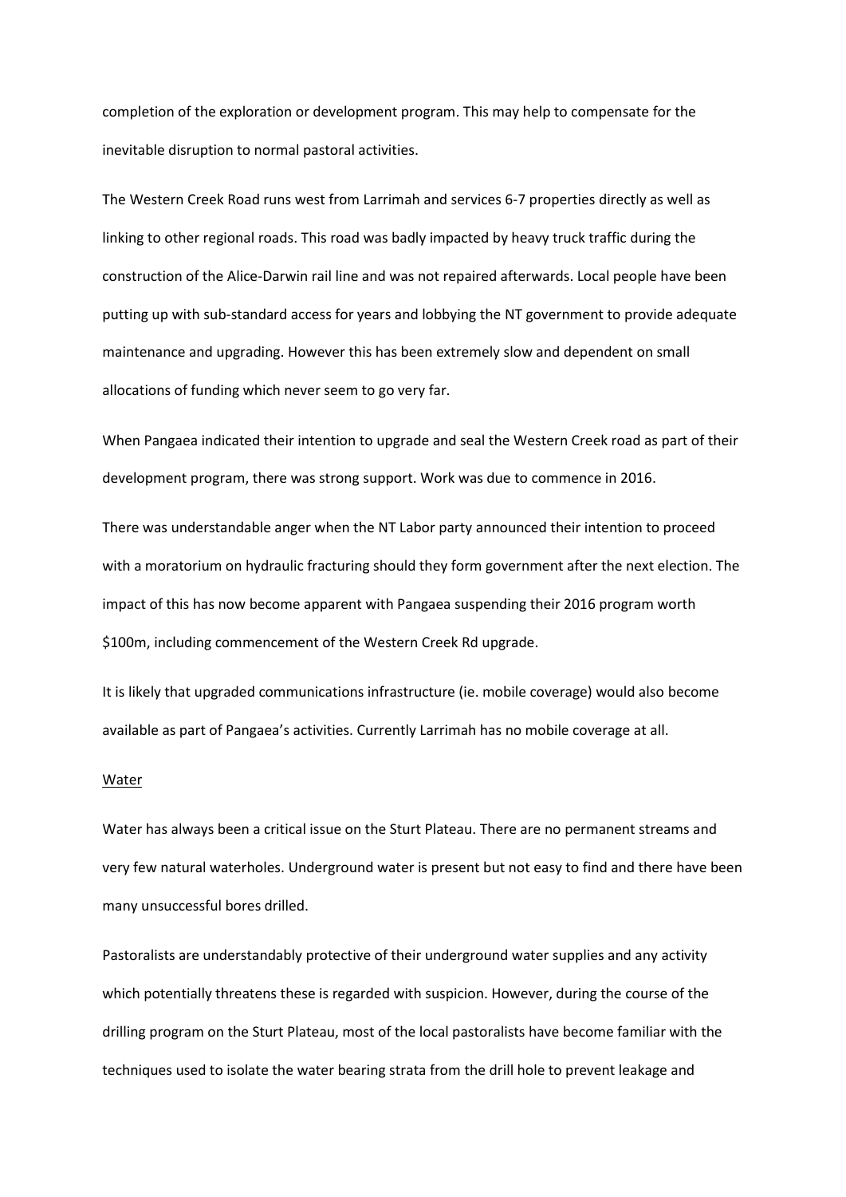completion of the exploration or development program. This may help to compensate for the inevitable disruption to normal pastoral activities.

The Western Creek Road runs west from Larrimah and services 6-7 properties directly as well as linking to other regional roads. This road was badly impacted by heavy truck traffic during the construction of the Alice-Darwin rail line and was not repaired afterwards. Local people have been putting up with sub-standard access for years and lobbying the NT government to provide adequate maintenance and upgrading. However this has been extremely slow and dependent on small allocations of funding which never seem to go very far.

When Pangaea indicated their intention to upgrade and seal the Western Creek road as part of their development program, there was strong support. Work was due to commence in 2016.

There was understandable anger when the NT Labor party announced their intention to proceed with a moratorium on hydraulic fracturing should they form government after the next election. The impact of this has now become apparent with Pangaea suspending their 2016 program worth $100m, including commencement of the Western Creek Rd upgrade.

It is likely that upgraded communications infrastructure (ie. mobile coverage) would also become available as part of Pangaea's activities. Currently Larrimah has no mobile coverage at all.

<u>Water</u>

Water has always been a critical issue on the Sturt Plateau. There are no permanent streams and very few natural waterholes. Underground water is present but not easy to find and there have been many unsuccessful bores drilled.

Pastoralists are understandably protective of their underground water supplies and any activity which potentially threatens these is regarded with suspicion. However, during the course of the drilling program on the Sturt Plateau, most of the local pastoralists have become familiar with the techniques used to isolate the water bearing strata from the drill hole to prevent leakage and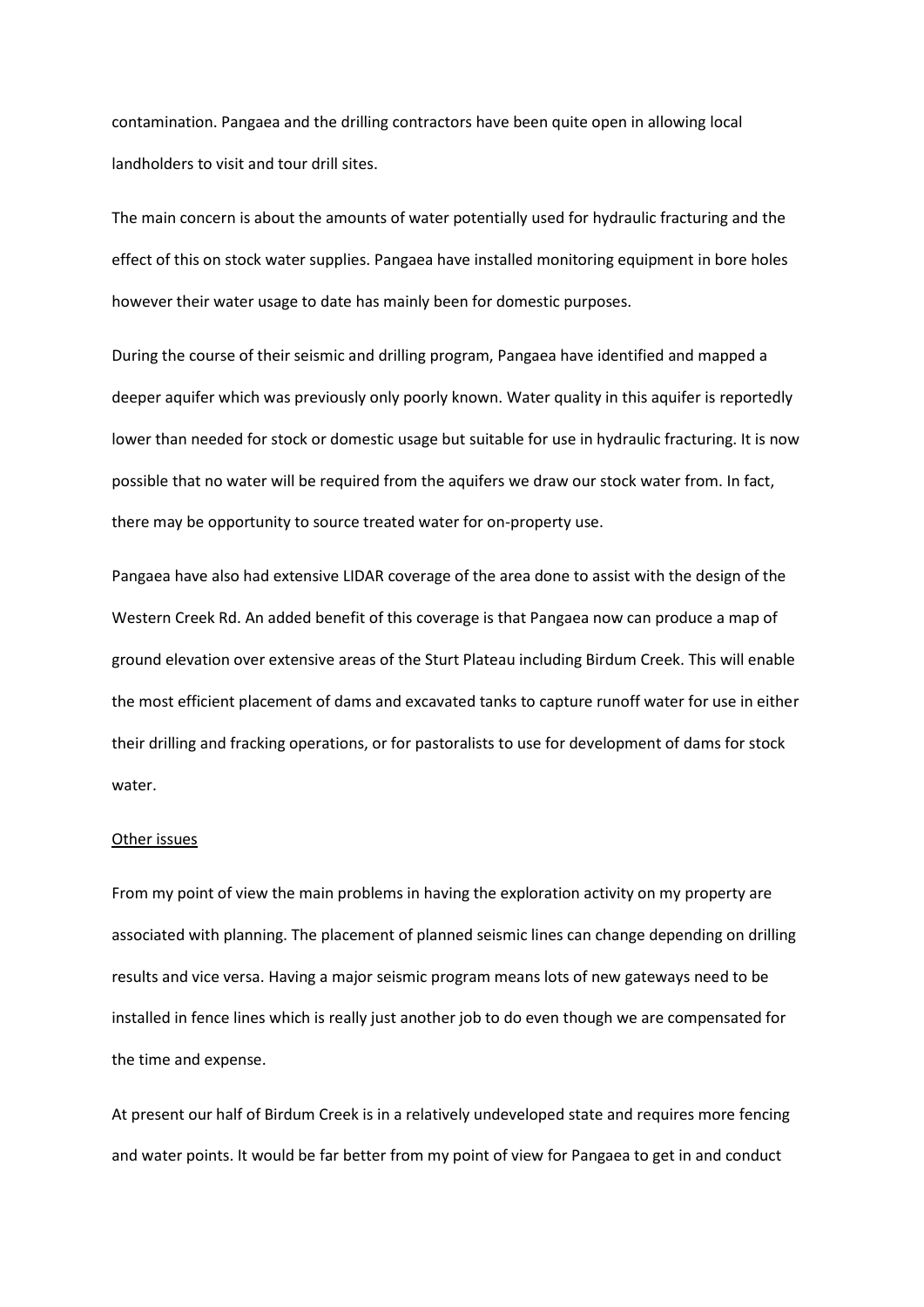contamination. Pangaea and the drilling contractors have been quite open in allowing local landholders to visit and tour drill sites.

The main concern is about the amounts of water potentially used for hydraulic fracturing and the effect of this on stock water supplies. Pangaea have installed monitoring equipment in bore holes however their water usage to date has mainly been for domestic purposes.

During the course of their seismic and drilling program, Pangaea have identified and mapped a deeper aquifer which was previously only poorly known. Water quality in this aquifer is reportedly lower than needed for stock or domestic usage but suitable for use in hydraulic fracturing. It is now possible that no water will be required from the aquifers we draw our stock water from. In fact, there may be opportunity to source treated water for on-property use.

Pangaea have also had extensive LIDAR coverage of the area done to assist with the design of the Western Creek Rd. An added benefit of this coverage is that Pangaea now can produce a map of ground elevation over extensive areas of the Sturt Plateau including Birdum Creek. This will enable the most efficient placement of dams and excavated tanks to capture runoff water for use in either their drilling and fracking operations, or for pastoralists to use for development of dams for stock water.

<u>Other issues</u>

From my point of view the main problems in having the exploration activity on my property are associated with planning. The placement of planned seismic lines can change depending on drilling results and vice versa. Having a major seismic program means lots of new gateways need to be installed in fence lines which is really just another job to do even though we are compensated for the time and expense.

At present our half of Birdum Creek is in a relatively undeveloped state and requires more fencing and water points. It would be far better from my point of view for Pangaea to get in and conduct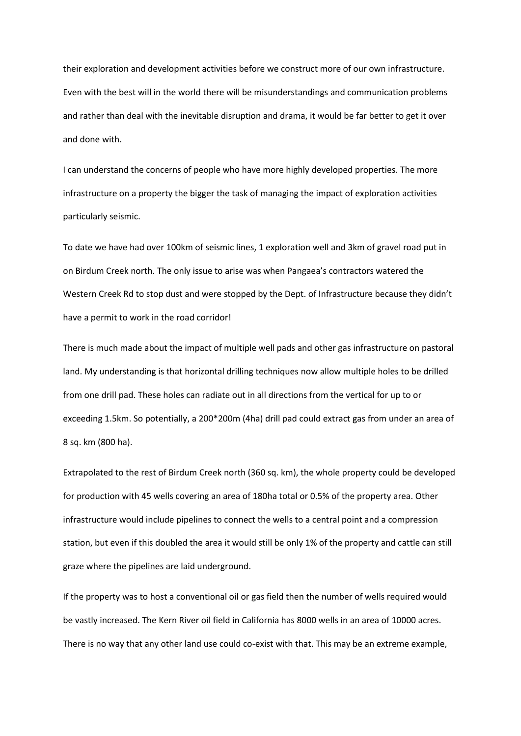their exploration and development activities before we construct more of our own infrastructure. Even with the best will in the world there will be misunderstandings and communication problems and rather than deal with the inevitable disruption and drama, it would be far better to get it over and done with.

I can understand the concerns of people who have more highly developed properties. The more infrastructure on a property the bigger the task of managing the impact of exploration activities particularly seismic.

To date we have had over 100km of seismic lines, 1 exploration well and 3km of gravel road put in on Birdum Creek north. The only issue to arise was when Pangaea's contractors watered the Western Creek Rd to stop dust and were stopped by the Dept. of Infrastructure because they didn't have a permit to work in the road corridor!

There is much made about the impact of multiple well pads and other gas infrastructure on pastoral land. My understanding is that horizontal drilling techniques now allow multiple holes to be drilled from one drill pad. These holes can radiate out in all directions from the vertical for up to or exceeding 1.5km. So potentially, a 200*200m (4ha) drill pad could extract gas from under an area of 8 sq. km (800 ha).

Extrapolated to the rest of Birdum Creek north (360 sq. km), the whole property could be developed for production with 45 wells covering an area of 180ha total or 0.5% of the property area. Other infrastructure would include pipelines to connect the wells to a central point and a compression station, but even if this doubled the area it would still be only 1% of the property and cattle can still graze where the pipelines are laid underground.

If the property was to host a conventional oil or gas field then the number of wells required would be vastly increased. The Kern River oil field in California has 8000 wells in an area of 10000 acres. There is no way that any other land use could co-exist with that. This may be an extreme example,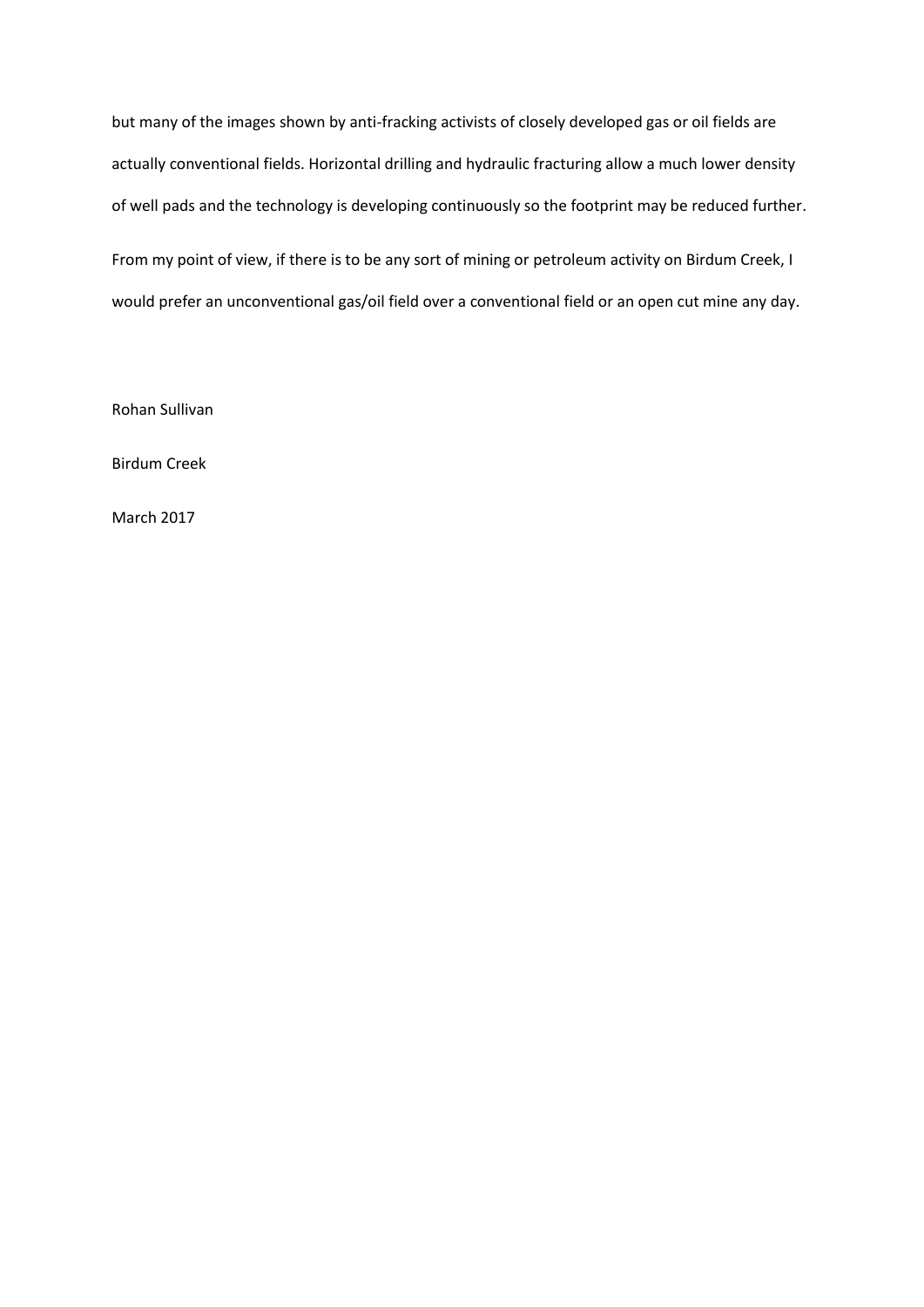but many of the images shown by anti-fracking activists of closely developed gas or oil fields are actually conventional fields. Horizontal drilling and hydraulic fracturing allow a much lower density of well pads and the technology is developing continuously so the footprint may be reduced further.

From my point of view, if there is to be any sort of mining or petroleum activity on Birdum Creek, I would prefer an unconventional gas/oil field over a conventional field or an open cut mine any day.

Rohan Sullivan

Birdum Creek

March 2017